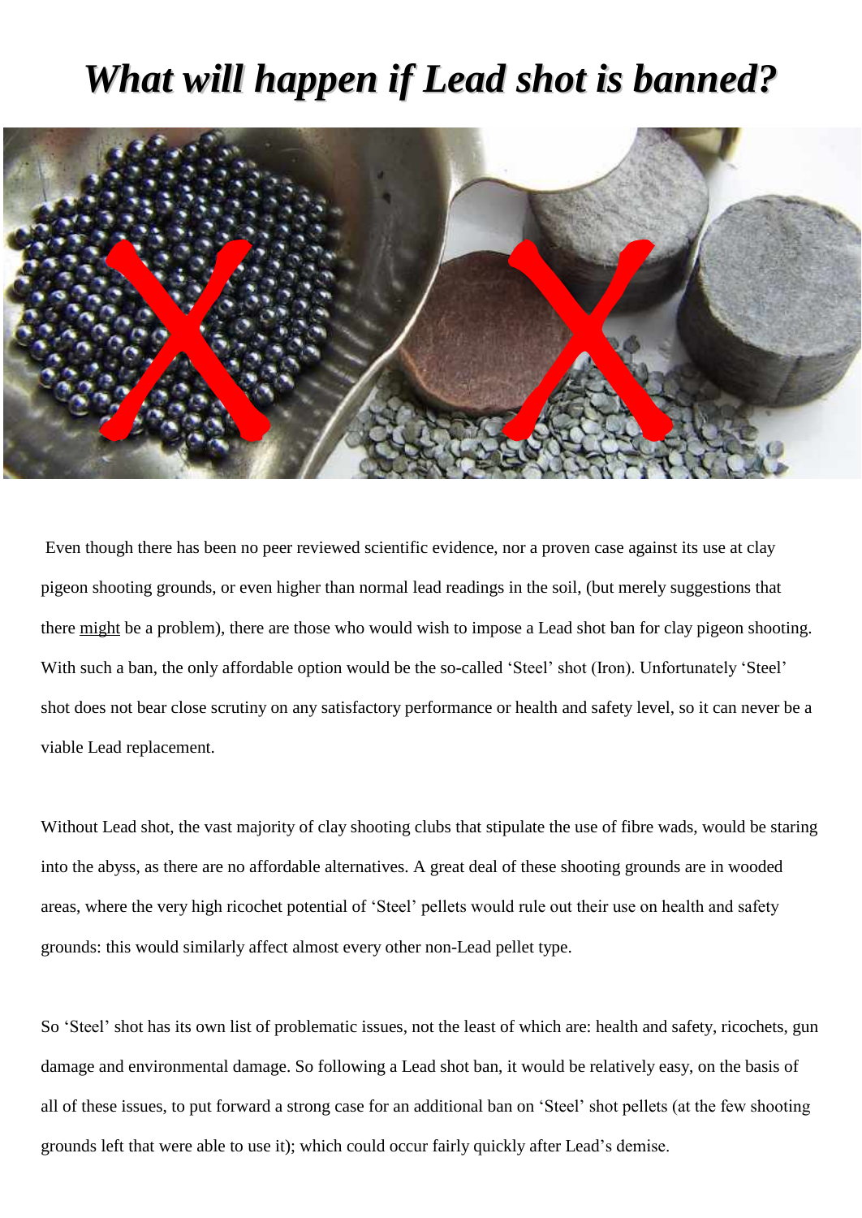# *What will happen if Lead shot is banned?*

Even though there has been no peer reviewed scientific evidence, nor a proven case against its use at clay pigeon shooting grounds, or even higher than normal lead readings in the soil, (but merely suggestions that there <u>might</u> be a problem), there are those who would wish to impose a Lead shot ban for clay pigeon shooting. With such a ban, the only affordable option would be the so-called 'Steel' shot (Iron). Unfortunately 'Steel' shot does not bear close scrutiny on any satisfactory performance or health and safety level, so it can never be a viable Lead replacement.

Without Lead shot, the vast majority of clay shooting clubs that stipulate the use of fibre wads, would be staring into the abyss, as there are no affordable alternatives. A great deal of these shooting grounds are in wooded areas, where the very high ricochet potential of 'Steel' pellets would rule out their use on health and safety grounds: this would similarly affect almost every other non-Lead pellet type.

So 'Steel' shot has its own list of problematic issues, not the least of which are: health and safety, ricochets, gun damage and environmental damage. So following a Lead shot ban, it would be relatively easy, on the basis of all of these issues, to put forward a strong case for an additional ban on 'Steel' shot pellets (at the few shooting grounds left that were able to use it); which could occur fairly quickly after Lead's demise.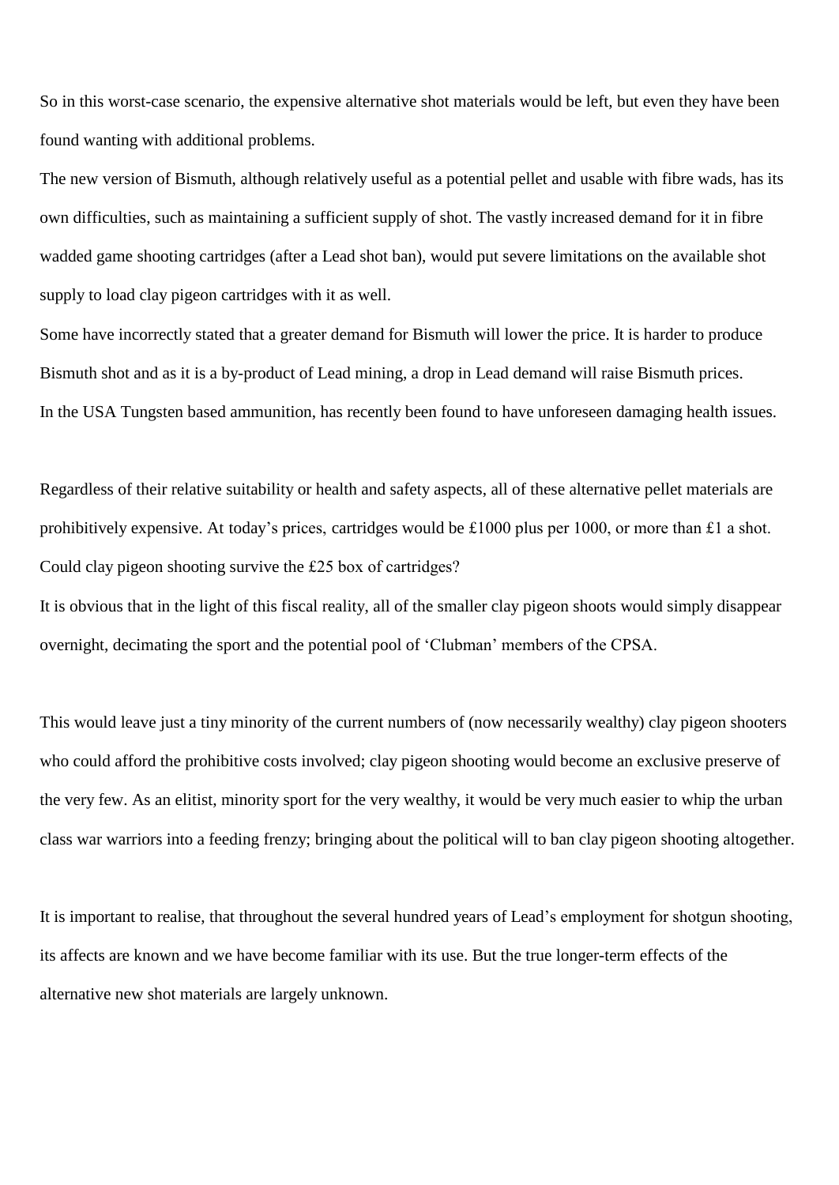So in this worst-case scenario, the expensive alternative shot materials would be left, but even they have been found wanting with additional problems.

The new version of Bismuth, although relatively useful as a potential pellet and usable with fibre wads, has its own difficulties, such as maintaining a sufficient supply of shot. The vastly increased demand for it in fibre wadded game shooting cartridges (after a Lead shot ban), would put severe limitations on the available shot supply to load clay pigeon cartridges with it as well.

Some have incorrectly stated that a greater demand for Bismuth will lower the price. It is harder to produce Bismuth shot and as it is a by-product of Lead mining, a drop in Lead demand will raise Bismuth prices.

In the USA Tungsten based ammunition, has recently been found to have unforeseen damaging health issues.

Regardless of their relative suitability or health and safety aspects, all of these alternative pellet materials are prohibitively expensive. At today's prices, cartridges would be £1000 plus per 1000, or more than £1 a shot. Could clay pigeon shooting survive the £25 box of cartridges?

It is obvious that in the light of this fiscal reality, all of the smaller clay pigeon shoots would simply disappear overnight, decimating the sport and the potential pool of 'Clubman' members of the CPSA.

This would leave just a tiny minority of the current numbers of (now necessarily wealthy) clay pigeon shooters who could afford the prohibitive costs involved; clay pigeon shooting would become an exclusive preserve of the very few. As an elitist, minority sport for the very wealthy, it would be very much easier to whip the urban class war warriors into a feeding frenzy; bringing about the political will to ban clay pigeon shooting altogether.

It is important to realise, that throughout the several hundred years of Lead's employment for shotgun shooting, its affects are known and we have become familiar with its use. But the true longer-term effects of the alternative new shot materials are largely unknown.